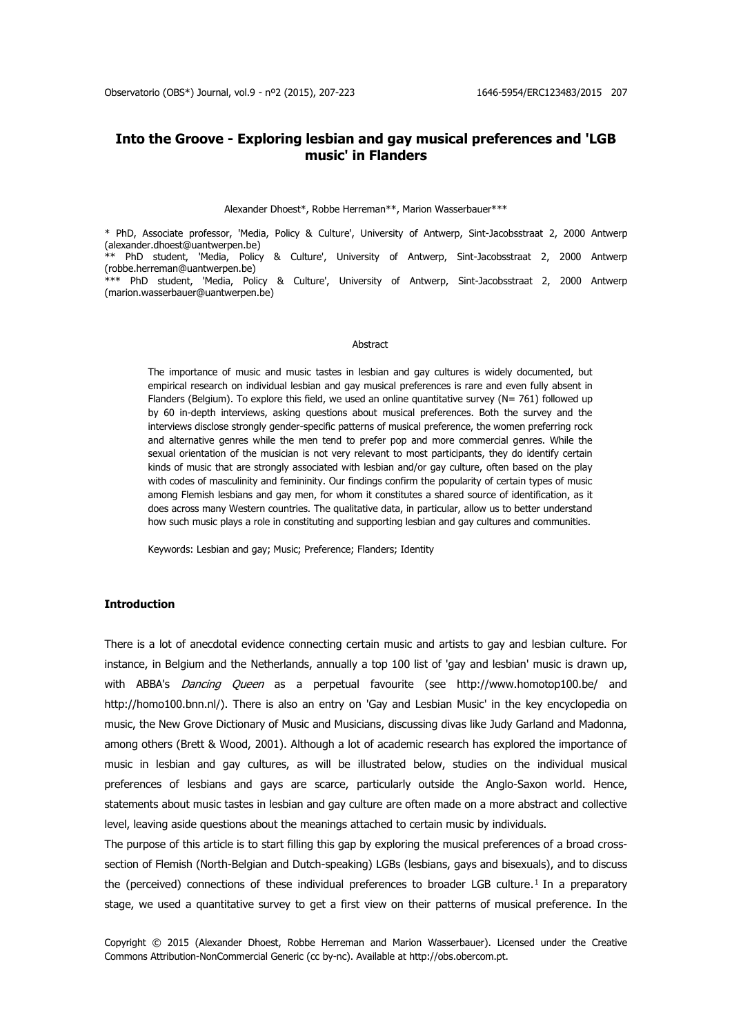# Into the Groove - Exploring lesbian and gay musical preferences and 'LGB music' in Flanders

Alexander Dhoest*, Robbe Herreman**, Marion Wasserbauer***

\* PhD, Associate professor, 'Media, Policy & Culture', University of Antwerp, Sint-Jacobsstraat 2, 2000 Antwerp (alexander.dhoest@uantwerpen.be)
\** PhD student, 'Media, Policy & Culture', University of Antwerp, Sint-Jacobsstraat 2, 2000 Antwerp (robbe.herreman@uantwerpen.be)
\*** PhD student, 'Media, Policy & Culture', University of Antwerp, Sint-Jacobsstraat 2, 2000 Antwerp (marion.wasserbauer@uantwerpen.be)

## Abstract

The importance of music and music tastes in lesbian and gay cultures is widely documented, but empirical research on individual lesbian and gay musical preferences is rare and even fully absent in Flanders (Belgium). To explore this field, we used an online quantitative survey (N= 761) followed up by 60 in-depth interviews, asking questions about musical preferences. Both the survey and the interviews disclose strongly gender-specific patterns of musical preference, the women preferring rock and alternative genres while the men tend to prefer pop and more commercial genres. While the sexual orientation of the musician is not very relevant to most participants, they do identify certain kinds of music that are strongly associated with lesbian and/or gay culture, often based on the play with codes of masculinity and femininity. Our findings confirm the popularity of certain types of music among Flemish lesbians and gay men, for whom it constitutes a shared source of identification, as it does across many Western countries. The qualitative data, in particular, allow us to better understand how such music plays a role in constituting and supporting lesbian and gay cultures and communities.

Keywords: Lesbian and gay; Music; Preference; Flanders; Identity

## Introduction

There is a lot of anecdotal evidence connecting certain music and artists to gay and lesbian culture. For instance, in Belgium and the Netherlands, annually a top 100 list of 'gay and lesbian' music is drawn up, with ABBA's *Dancing Queen* as a perpetual favourite (see http://www.homotop100.be/ and http://homo100.bnn.nl/). There is also an entry on 'Gay and Lesbian Music' in the key encyclopedia on music, the New Grove Dictionary of Music and Musicians, discussing divas like Judy Garland and Madonna, among others (Brett & Wood, 2001). Although a lot of academic research has explored the importance of music in lesbian and gay cultures, as will be illustrated below, studies on the individual musical preferences of lesbians and gays are scarce, particularly outside the Anglo-Saxon world. Hence, statements about music tastes in lesbian and gay culture are often made on a more abstract and collective level, leaving aside questions about the meanings attached to certain music by individuals.

The purpose of this article is to start filling this gap by exploring the musical preferences of a broad cross-section of Flemish (North-Belgian and Dutch-speaking) LGBs (lesbians, gays and bisexuals), and to discuss the (perceived) connections of these individual preferences to broader LGB culture.[1] In a preparatory stage, we used a quantitative survey to get a first view on their patterns of musical preference. In the

Copyright © 2015 (Alexander Dhoest, Robbe Herreman and Marion Wasserbauer). Licensed under the Creative Commons Attribution-NonCommercial Generic (cc by-nc). Available at http://obs.obercom.pt.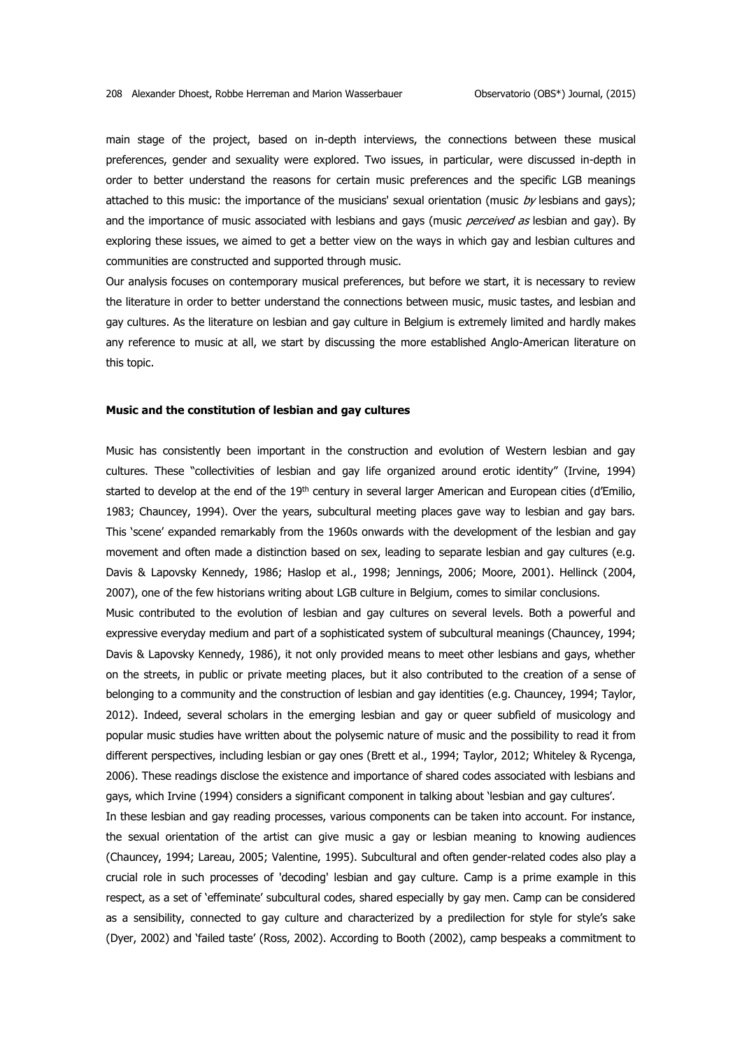main stage of the project, based on in-depth interviews, the connections between these musical preferences, gender and sexuality were explored. Two issues, in particular, were discussed in-depth in order to better understand the reasons for certain music preferences and the specific LGB meanings attached to this music: the importance of the musicians' sexual orientation (music *by* lesbians and gays); and the importance of music associated with lesbians and gays (music *perceived as* lesbian and gay). By exploring these issues, we aimed to get a better view on the ways in which gay and lesbian cultures and communities are constructed and supported through music.

Our analysis focuses on contemporary musical preferences, but before we start, it is necessary to review the literature in order to better understand the connections between music, music tastes, and lesbian and gay cultures. As the literature on lesbian and gay culture in Belgium is extremely limited and hardly makes any reference to music at all, we start by discussing the more established Anglo-American literature on this topic.

**Music and the constitution of lesbian and gay cultures**

Music has consistently been important in the construction and evolution of Western lesbian and gay cultures. These "collectivities of lesbian and gay life organized around erotic identity" (Irvine, 1994) started to develop at the end of the 19th century in several larger American and European cities (d'Emilio, 1983; Chauncey, 1994). Over the years, subcultural meeting places gave way to lesbian and gay bars. This 'scene' expanded remarkably from the 1960s onwards with the development of the lesbian and gay movement and often made a distinction based on sex, leading to separate lesbian and gay cultures (e.g. Davis & Lapovsky Kennedy, 1986; Haslop et al., 1998; Jennings, 2006; Moore, 2001). Hellinck (2004, 2007), one of the few historians writing about LGB culture in Belgium, comes to similar conclusions.

Music contributed to the evolution of lesbian and gay cultures on several levels. Both a powerful and expressive everyday medium and part of a sophisticated system of subcultural meanings (Chauncey, 1994; Davis & Lapovsky Kennedy, 1986), it not only provided means to meet other lesbians and gays, whether on the streets, in public or private meeting places, but it also contributed to the creation of a sense of belonging to a community and the construction of lesbian and gay identities (e.g. Chauncey, 1994; Taylor, 2012). Indeed, several scholars in the emerging lesbian and gay or queer subfield of musicology and popular music studies have written about the polysemic nature of music and the possibility to read it from different perspectives, including lesbian or gay ones (Brett et al., 1994; Taylor, 2012; Whiteley & Rycenga, 2006). These readings disclose the existence and importance of shared codes associated with lesbians and gays, which Irvine (1994) considers a significant component in talking about 'lesbian and gay cultures'.

In these lesbian and gay reading processes, various components can be taken into account. For instance, the sexual orientation of the artist can give music a gay or lesbian meaning to knowing audiences (Chauncey, 1994; Lareau, 2005; Valentine, 1995). Subcultural and often gender-related codes also play a crucial role in such processes of 'decoding' lesbian and gay culture. Camp is a prime example in this respect, as a set of 'effeminate' subcultural codes, shared especially by gay men. Camp can be considered as a sensibility, connected to gay culture and characterized by a predilection for style for style's sake (Dyer, 2002) and 'failed taste' (Ross, 2002). According to Booth (2002), camp bespeaks a commitment to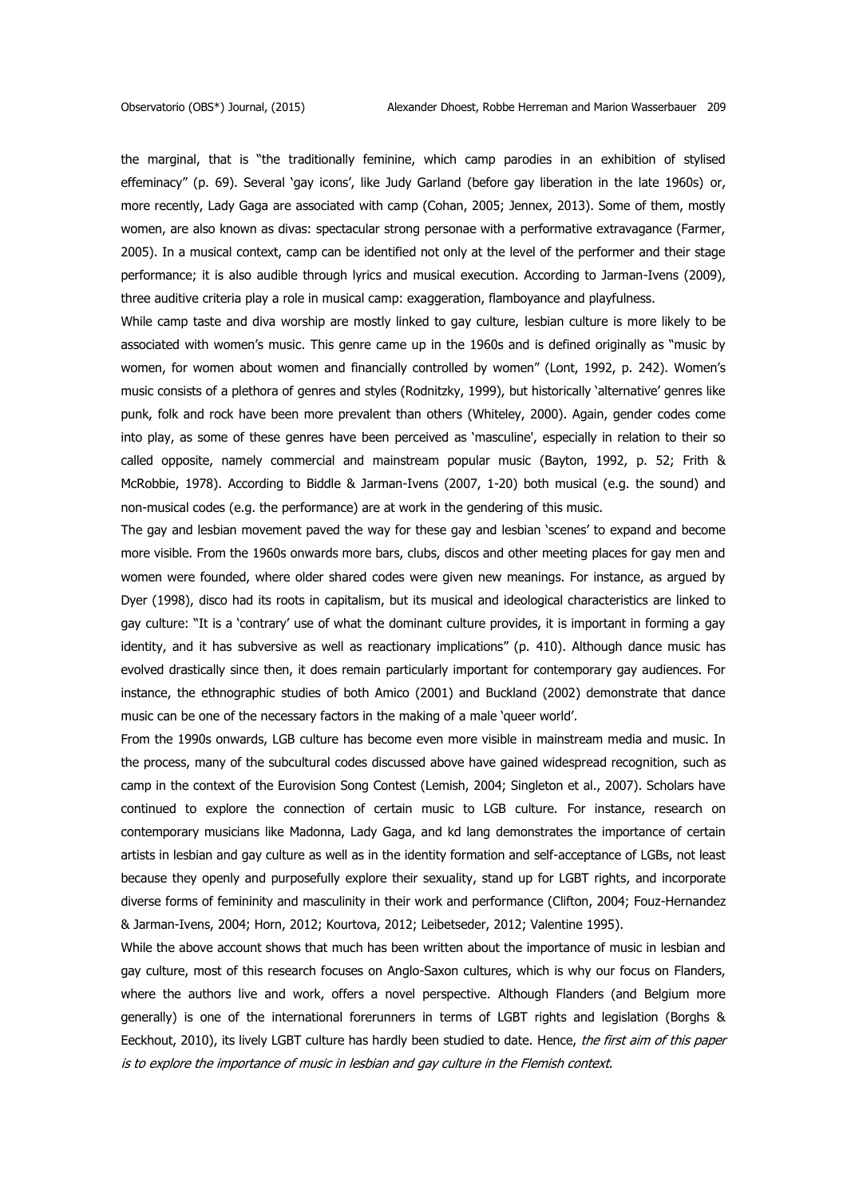the marginal, that is "the traditionally feminine, which camp parodies in an exhibition of stylised effeminacy" (p. 69). Several 'gay icons', like Judy Garland (before gay liberation in the late 1960s) or, more recently, Lady Gaga are associated with camp (Cohan, 2005; Jennex, 2013). Some of them, mostly women, are also known as divas: spectacular strong personae with a performative extravagance (Farmer, 2005). In a musical context, camp can be identified not only at the level of the performer and their stage performance; it is also audible through lyrics and musical execution. According to Jarman-Ivens (2009), three auditive criteria play a role in musical camp: exaggeration, flamboyance and playfulness.

While camp taste and diva worship are mostly linked to gay culture, lesbian culture is more likely to be associated with women's music. This genre came up in the 1960s and is defined originally as "music by women, for women about women and financially controlled by women" (Lont, 1992, p. 242). Women's music consists of a plethora of genres and styles (Rodnitzky, 1999), but historically 'alternative' genres like punk, folk and rock have been more prevalent than others (Whiteley, 2000). Again, gender codes come into play, as some of these genres have been perceived as 'masculine', especially in relation to their so called opposite, namely commercial and mainstream popular music (Bayton, 1992, p. 52; Frith & McRobbie, 1978). According to Biddle & Jarman-Ivens (2007, 1-20) both musical (e.g. the sound) and non-musical codes (e.g. the performance) are at work in the gendering of this music.

The gay and lesbian movement paved the way for these gay and lesbian 'scenes' to expand and become more visible. From the 1960s onwards more bars, clubs, discos and other meeting places for gay men and women were founded, where older shared codes were given new meanings. For instance, as argued by Dyer (1998), disco had its roots in capitalism, but its musical and ideological characteristics are linked to gay culture: "It is a 'contrary' use of what the dominant culture provides, it is important in forming a gay identity, and it has subversive as well as reactionary implications" (p. 410). Although dance music has evolved drastically since then, it does remain particularly important for contemporary gay audiences. For instance, the ethnographic studies of both Amico (2001) and Buckland (2002) demonstrate that dance music can be one of the necessary factors in the making of a male 'queer world'.

From the 1990s onwards, LGB culture has become even more visible in mainstream media and music. In the process, many of the subcultural codes discussed above have gained widespread recognition, such as camp in the context of the Eurovision Song Contest (Lemish, 2004; Singleton et al., 2007). Scholars have continued to explore the connection of certain music to LGB culture. For instance, research on contemporary musicians like Madonna, Lady Gaga, and kd lang demonstrates the importance of certain artists in lesbian and gay culture as well as in the identity formation and self-acceptance of LGBs, not least because they openly and purposefully explore their sexuality, stand up for LGBT rights, and incorporate diverse forms of femininity and masculinity in their work and performance (Clifton, 2004; Fouz-Hernandez & Jarman-Ivens, 2004; Horn, 2012; Kourtova, 2012; Leibetseder, 2012; Valentine 1995).

While the above account shows that much has been written about the importance of music in lesbian and gay culture, most of this research focuses on Anglo-Saxon cultures, which is why our focus on Flanders, where the authors live and work, offers a novel perspective. Although Flanders (and Belgium more generally) is one of the international forerunners in terms of LGBT rights and legislation (Borghs & Eeckhout, 2010), its lively LGBT culture has hardly been studied to date. Hence, *the first aim of this paper is to explore the importance of music in lesbian and gay culture in the Flemish context*.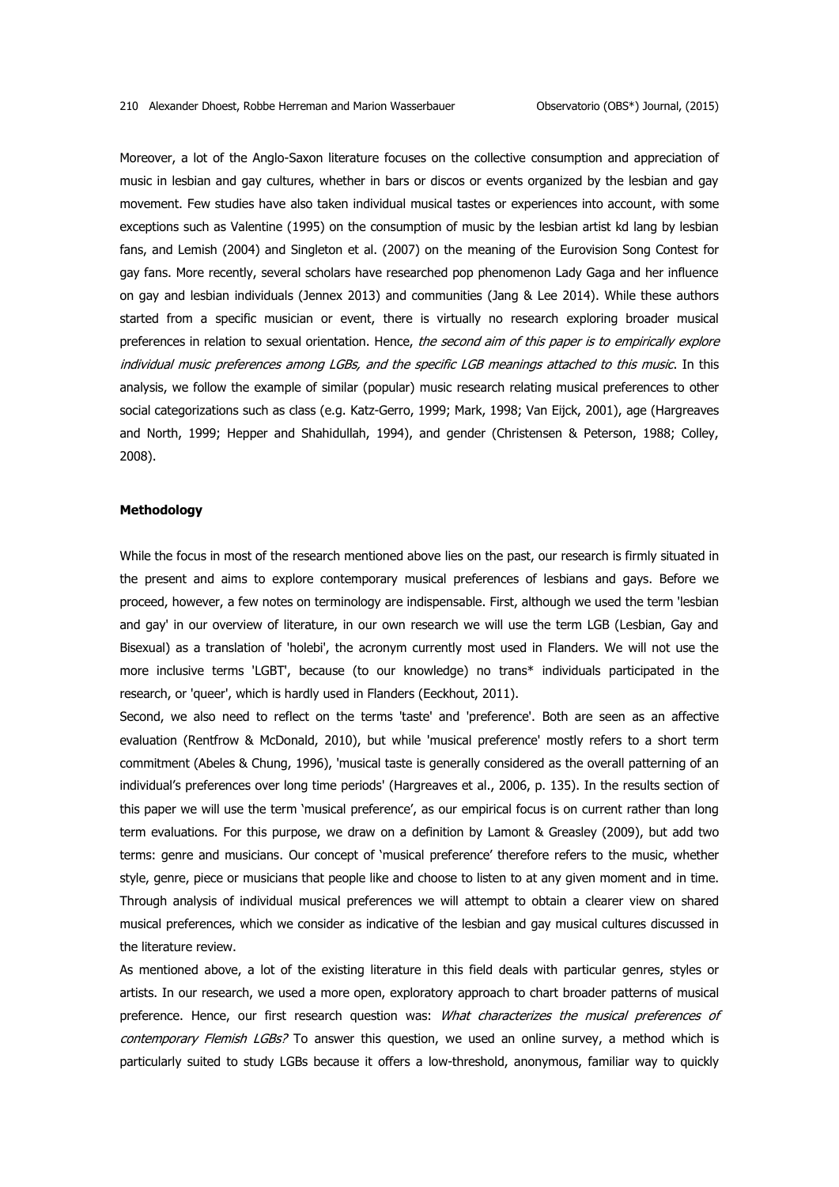Moreover, a lot of the Anglo-Saxon literature focuses on the collective consumption and appreciation of music in lesbian and gay cultures, whether in bars or discos or events organized by the lesbian and gay movement. Few studies have also taken individual musical tastes or experiences into account, with some exceptions such as Valentine (1995) on the consumption of music by the lesbian artist kd lang by lesbian fans, and Lemish (2004) and Singleton et al. (2007) on the meaning of the Eurovision Song Contest for gay fans. More recently, several scholars have researched pop phenomenon Lady Gaga and her influence on gay and lesbian individuals (Jennex 2013) and communities (Jang & Lee 2014). While these authors started from a specific musician or event, there is virtually no research exploring broader musical preferences in relation to sexual orientation. Hence, *the second aim of this paper is to empirically explore individual music preferences among LGBs, and the specific LGB meanings attached to this music*. In this analysis, we follow the example of similar (popular) music research relating musical preferences to other social categorizations such as class (e.g. Katz-Gerro, 1999; Mark, 1998; Van Eijck, 2001), age (Hargreaves and North, 1999; Hepper and Shahidullah, 1994), and gender (Christensen & Peterson, 1988; Colley, 2008).

## Methodology

While the focus in most of the research mentioned above lies on the past, our research is firmly situated in the present and aims to explore contemporary musical preferences of lesbians and gays. Before we proceed, however, a few notes on terminology are indispensable. First, although we used the term 'lesbian and gay' in our overview of literature, in our own research we will use the term LGB (Lesbian, Gay and Bisexual) as a translation of 'holebi', the acronym currently most used in Flanders. We will not use the more inclusive terms 'LGBT', because (to our knowledge) no trans* individuals participated in the research, or 'queer', which is hardly used in Flanders (Eeckhout, 2011).

Second, we also need to reflect on the terms 'taste' and 'preference'. Both are seen as an affective evaluation (Rentfrow & McDonald, 2010), but while 'musical preference' mostly refers to a short term commitment (Abeles & Chung, 1996), 'musical taste is generally considered as the overall patterning of an individual's preferences over long time periods' (Hargreaves et al., 2006, p. 135). In the results section of this paper we will use the term 'musical preference', as our empirical focus is on current rather than long term evaluations. For this purpose, we draw on a definition by Lamont & Greasley (2009), but add two terms: genre and musicians. Our concept of 'musical preference' therefore refers to the music, whether style, genre, piece or musicians that people like and choose to listen to at any given moment and in time. Through analysis of individual musical preferences we will attempt to obtain a clearer view on shared musical preferences, which we consider as indicative of the lesbian and gay musical cultures discussed in the literature review.

As mentioned above, a lot of the existing literature in this field deals with particular genres, styles or artists. In our research, we used a more open, exploratory approach to chart broader patterns of musical preference. Hence, our first research question was: *What characterizes the musical preferences of contemporary Flemish LGBs?* To answer this question, we used an online survey, a method which is particularly suited to study LGBs because it offers a low-threshold, anonymous, familiar way to quickly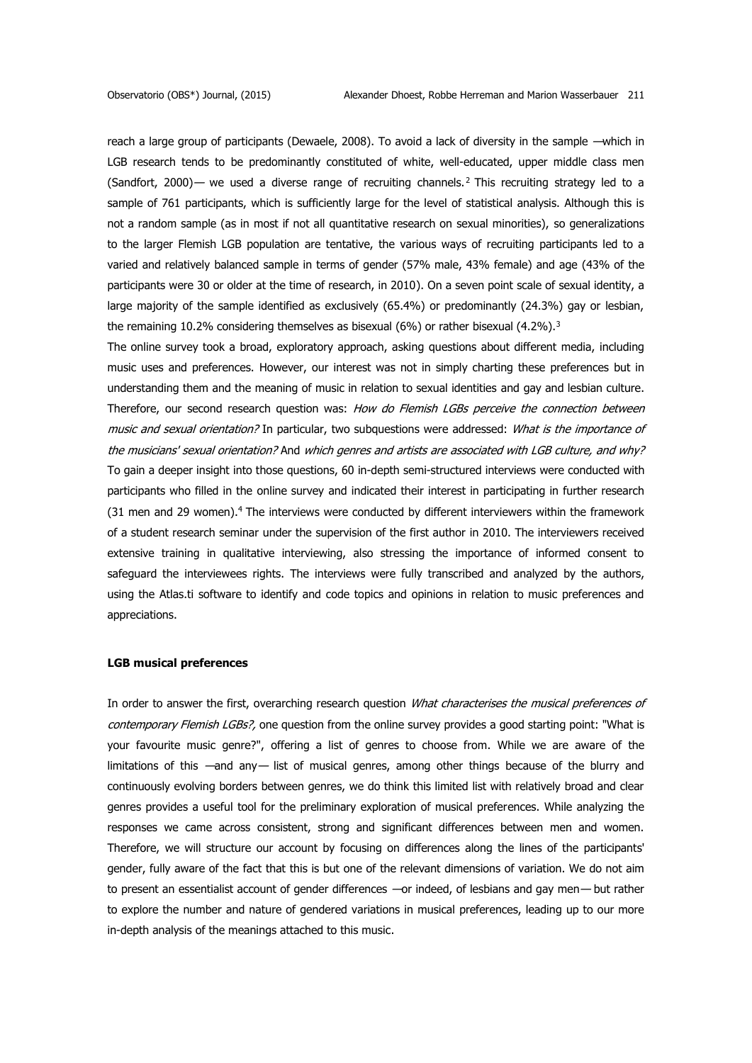reach a large group of participants (Dewaele, 2008). To avoid a lack of diversity in the sample —which in LGB research tends to be predominantly constituted of white, well-educated, upper middle class men (Sandfort, 2000)— we used a diverse range of recruiting channels.[2] This recruiting strategy led to a sample of 761 participants, which is sufficiently large for the level of statistical analysis. Although this is not a random sample (as in most if not all quantitative research on sexual minorities), so generalizations to the larger Flemish LGB population are tentative, the various ways of recruiting participants led to a varied and relatively balanced sample in terms of gender (57% male, 43% female) and age (43% of the participants were 30 or older at the time of research, in 2010). On a seven point scale of sexual identity, a large majority of the sample identified as exclusively (65.4%) or predominantly (24.3%) gay or lesbian, the remaining 10.2% considering themselves as bisexual (6%) or rather bisexual (4.2%).[3]

The online survey took a broad, exploratory approach, asking questions about different media, including music uses and preferences. However, our interest was not in simply charting these preferences but in understanding them and the meaning of music in relation to sexual identities and gay and lesbian culture. Therefore, our second research question was: *How do Flemish LGBs perceive the connection between music and sexual orientation?* In particular, two subquestions were addressed: *What is the importance of the musicians' sexual orientation?* And *which genres and artists are associated with LGB culture, and why?* To gain a deeper insight into those questions, 60 in-depth semi-structured interviews were conducted with participants who filled in the online survey and indicated their interest in participating in further research (31 men and 29 women).[4] The interviews were conducted by different interviewers within the framework of a student research seminar under the supervision of the first author in 2010. The interviewers received extensive training in qualitative interviewing, also stressing the importance of informed consent to safeguard the interviewees rights. The interviews were fully transcribed and analyzed by the authors, using the Atlas.ti software to identify and code topics and opinions in relation to music preferences and appreciations.

**LGB musical preferences**

In order to answer the first, overarching research question *What characterises the musical preferences of contemporary Flemish LGBs?,* one question from the online survey provides a good starting point: "What is your favourite music genre?", offering a list of genres to choose from. While we are aware of the limitations of this —and any— list of musical genres, among other things because of the blurry and continuously evolving borders between genres, we do think this limited list with relatively broad and clear genres provides a useful tool for the preliminary exploration of musical preferences. While analyzing the responses we came across consistent, strong and significant differences between men and women. Therefore, we will structure our account by focusing on differences along the lines of the participants' gender, fully aware of the fact that this is but one of the relevant dimensions of variation. We do not aim to present an essentialist account of gender differences —or indeed, of lesbians and gay men— but rather to explore the number and nature of gendered variations in musical preferences, leading up to our more in-depth analysis of the meanings attached to this music.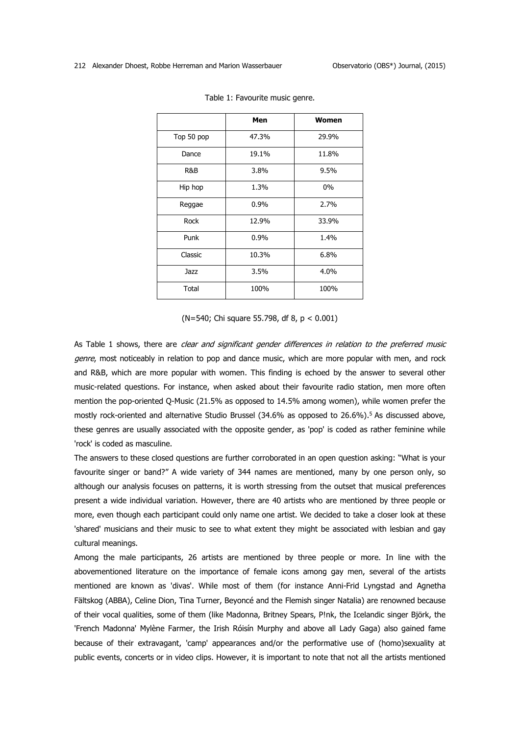Table 1: Favourite music genre.

| | Men | Women |
|---|---|---|
| Top 50 pop | 47.3% | 29.9% |
| Dance | 19.1% | 11.8% |
| R&B | 3.8% | 9.5% |
| Hip hop | 1.3% | 0% |
| Reggae | 0.9% | 2.7% |
| Rock | 12.9% | 33.9% |
| Punk | 0.9% | 1.4% |
| Classic | 10.3% | 6.8% |
| Jazz | 3.5% | 4.0% |
| Total | 100% | 100% |

(N=540; Chi square 55.798, df 8, $p < 0.001$)

As Table 1 shows, there are *clear and significant gender differences in relation to the preferred music genre*, most noticeably in relation to pop and dance music, which are more popular with men, and rock and R&B, which are more popular with women. This finding is echoed by the answer to several other music-related questions. For instance, when asked about their favourite radio station, men more often mention the pop-oriented Q-Music (21.5% as opposed to 14.5% among women), while women prefer the mostly rock-oriented and alternative Studio Brussel (34.6% as opposed to 26.6%).[5] As discussed above, these genres are usually associated with the opposite gender, as 'pop' is coded as rather feminine while 'rock' is coded as masculine.

The answers to these closed questions are further corroborated in an open question asking: "What is your favourite singer or band?" A wide variety of 344 names are mentioned, many by one person only, so although our analysis focuses on patterns, it is worth stressing from the outset that musical preferences present a wide individual variation. However, there are 40 artists who are mentioned by three people or more, even though each participant could only name one artist. We decided to take a closer look at these 'shared' musicians and their music to see to what extent they might be associated with lesbian and gay cultural meanings.

Among the male participants, 26 artists are mentioned by three people or more. In line with the abovementioned literature on the importance of female icons among gay men, several of the artists mentioned are known as 'divas'. While most of them (for instance Anni-Frid Lyngstad and Agnetha Fältskog (ABBA), Celine Dion, Tina Turner, Beyoncé and the Flemish singer Natalia) are renowned because of their vocal qualities, some of them (like Madonna, Britney Spears, P!nk, the Icelandic singer Björk, the 'French Madonna' Mylène Farmer, the Irish Róisín Murphy and above all Lady Gaga) also gained fame because of their extravagant, 'camp' appearances and/or the performative use of (homo)sexuality at public events, concerts or in video clips. However, it is important to note that not all the artists mentioned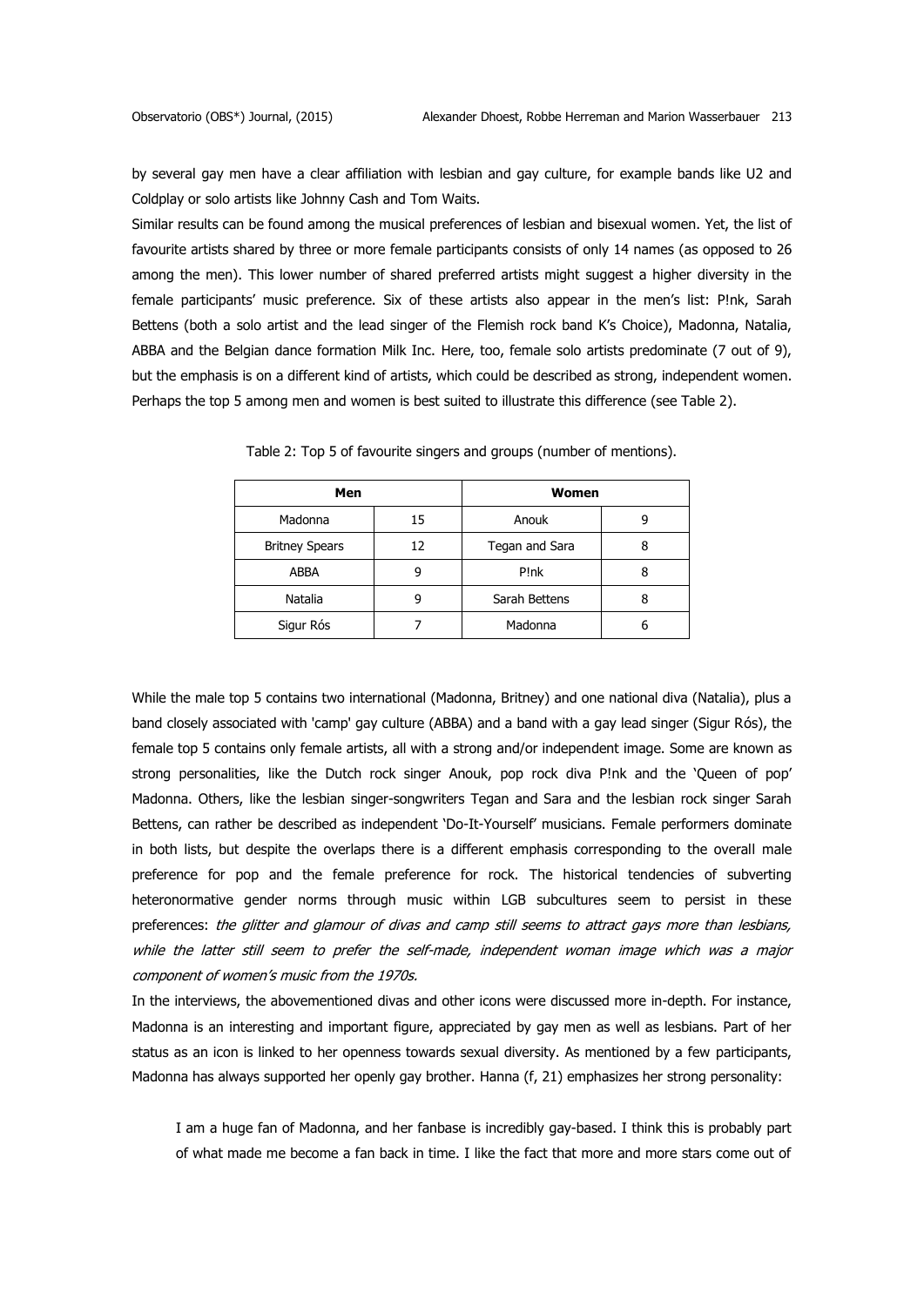by several gay men have a clear affiliation with lesbian and gay culture, for example bands like U2 and Coldplay or solo artists like Johnny Cash and Tom Waits.

Similar results can be found among the musical preferences of lesbian and bisexual women. Yet, the list of favourite artists shared by three or more female participants consists of only 14 names (as opposed to 26 among the men). This lower number of shared preferred artists might suggest a higher diversity in the female participants' music preference. Six of these artists also appear in the men's list: P!nk, Sarah Bettens (both a solo artist and the lead singer of the Flemish rock band K's Choice), Madonna, Natalia, ABBA and the Belgian dance formation Milk Inc. Here, too, female solo artists predominate (7 out of 9), but the emphasis is on a different kind of artists, which could be described as strong, independent women. Perhaps the top 5 among men and women is best suited to illustrate this difference (see Table 2).

Table 2: Top 5 of favourite singers and groups (number of mentions).

| **Men** | | **Women** | |
|---|---|---|---|
| Madonna | 15 | Anouk | 9 |
| Britney Spears | 12 | Tegan and Sara | 8 |
| ABBA | 9 | P!nk | 8 |
| Natalia | 9 | Sarah Bettens | 8 |
| Sigur Rós | 7 | Madonna | 6 |

While the male top 5 contains two international (Madonna, Britney) and one national diva (Natalia), plus a band closely associated with 'camp' gay culture (ABBA) and a band with a gay lead singer (Sigur Rós), the female top 5 contains only female artists, all with a strong and/or independent image. Some are known as strong personalities, like the Dutch rock singer Anouk, pop rock diva P!nk and the 'Queen of pop' Madonna. Others, like the lesbian singer-songwriters Tegan and Sara and the lesbian rock singer Sarah Bettens, can rather be described as independent 'Do-It-Yourself' musicians. Female performers dominate in both lists, but despite the overlaps there is a different emphasis corresponding to the overall male preference for pop and the female preference for rock. The historical tendencies of subverting heteronormative gender norms through music within LGB subcultures seem to persist in these preferences: *the glitter and glamour of divas and camp still seems to attract gays more than lesbians, while the latter still seem to prefer the self-made, independent woman image which was a major component of women's music from the 1970s.*

In the interviews, the abovementioned divas and other icons were discussed more in-depth. For instance, Madonna is an interesting and important figure, appreciated by gay men as well as lesbians. Part of her status as an icon is linked to her openness towards sexual diversity. As mentioned by a few participants, Madonna has always supported her openly gay brother. Hanna (f, 21) emphasizes her strong personality:

> I am a huge fan of Madonna, and her fanbase is incredibly gay-based. I think this is probably part of what made me become a fan back in time. I like the fact that more and more stars come out of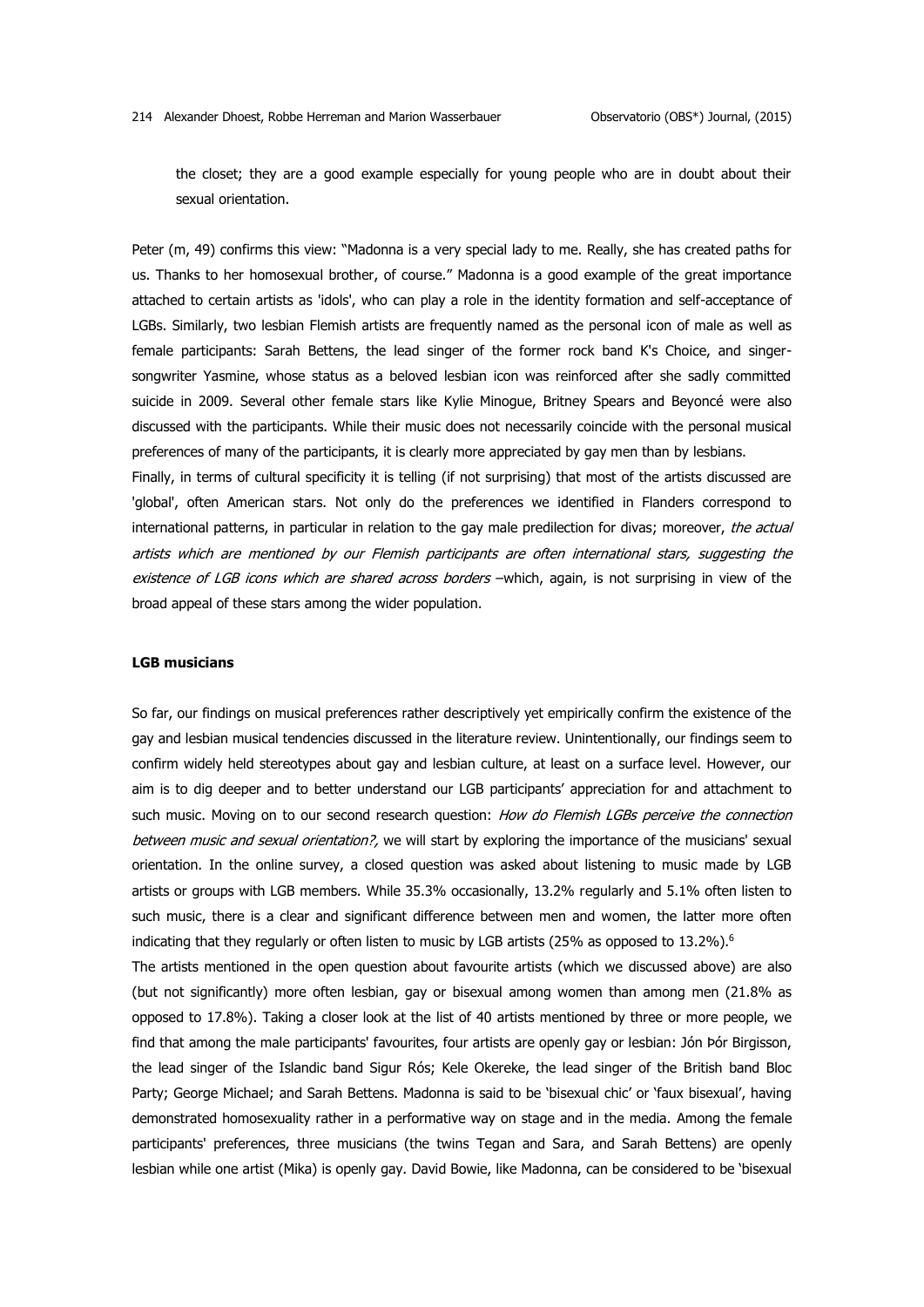the closet; they are a good example especially for young people who are in doubt about their sexual orientation.

Peter (m, 49) confirms this view: "Madonna is a very special lady to me. Really, she has created paths for us. Thanks to her homosexual brother, of course." Madonna is a good example of the great importance attached to certain artists as 'idols', who can play a role in the identity formation and self-acceptance of LGBs. Similarly, two lesbian Flemish artists are frequently named as the personal icon of male as well as female participants: Sarah Bettens, the lead singer of the former rock band K's Choice, and singer-songwriter Yasmine, whose status as a beloved lesbian icon was reinforced after she sadly committed suicide in 2009. Several other female stars like Kylie Minogue, Britney Spears and Beyoncé were also discussed with the participants. While their music does not necessarily coincide with the personal musical preferences of many of the participants, it is clearly more appreciated by gay men than by lesbians.

Finally, in terms of cultural specificity it is telling (if not surprising) that most of the artists discussed are 'global', often American stars. Not only do the preferences we identified in Flanders correspond to international patterns, in particular in relation to the gay male predilection for divas; moreover, *the actual artists which are mentioned by our Flemish participants are often international stars, suggesting the existence of LGB icons which are shared across borders* –which, again, is not surprising in view of the broad appeal of these stars among the wider population.

### LGB musicians

So far, our findings on musical preferences rather descriptively yet empirically confirm the existence of the gay and lesbian musical tendencies discussed in the literature review. Unintentionally, our findings seem to confirm widely held stereotypes about gay and lesbian culture, at least on a surface level. However, our aim is to dig deeper and to better understand our LGB participants' appreciation for and attachment to such music. Moving on to our second research question: *How do Flemish LGBs perceive the connection between music and sexual orientation?,* we will start by exploring the importance of the musicians' sexual orientation. In the online survey, a closed question was asked about listening to music made by LGB artists or groups with LGB members. While 35.3% occasionally, 13.2% regularly and 5.1% often listen to such music, there is a clear and significant difference between men and women, the latter more often indicating that they regularly or often listen to music by LGB artists (25% as opposed to 13.2%).[6]

The artists mentioned in the open question about favourite artists (which we discussed above) are also (but not significantly) more often lesbian, gay or bisexual among women than among men (21.8% as opposed to 17.8%). Taking a closer look at the list of 40 artists mentioned by three or more people, we find that among the male participants' favourites, four artists are openly gay or lesbian: Jón Þór Birgisson, the lead singer of the Islandic band Sigur Rós; Kele Okereke, the lead singer of the British band Bloc Party; George Michael; and Sarah Bettens. Madonna is said to be 'bisexual chic' or 'faux bisexual', having demonstrated homosexuality rather in a performative way on stage and in the media. Among the female participants' preferences, three musicians (the twins Tegan and Sara, and Sarah Bettens) are openly lesbian while one artist (Mika) is openly gay. David Bowie, like Madonna, can be considered to be 'bisexual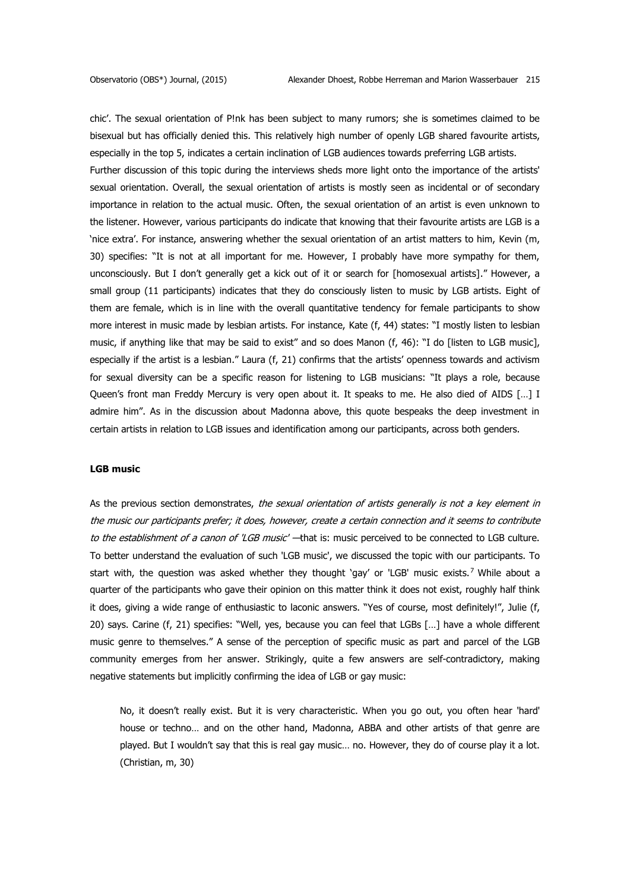chic'. The sexual orientation of P!nk has been subject to many rumors; she is sometimes claimed to be bisexual but has officially denied this. This relatively high number of openly LGB shared favourite artists, especially in the top 5, indicates a certain inclination of LGB audiences towards preferring LGB artists.

Further discussion of this topic during the interviews sheds more light onto the importance of the artists' sexual orientation. Overall, the sexual orientation of artists is mostly seen as incidental or of secondary importance in relation to the actual music. Often, the sexual orientation of an artist is even unknown to the listener. However, various participants do indicate that knowing that their favourite artists are LGB is a 'nice extra'. For instance, answering whether the sexual orientation of an artist matters to him, Kevin (m, 30) specifies: "It is not at all important for me. However, I probably have more sympathy for them, unconsciously. But I don't generally get a kick out of it or search for [homosexual artists]." However, a small group (11 participants) indicates that they do consciously listen to music by LGB artists. Eight of them are female, which is in line with the overall quantitative tendency for female participants to show more interest in music made by lesbian artists. For instance, Kate (f, 44) states: "I mostly listen to lesbian music, if anything like that may be said to exist" and so does Manon (f, 46): "I do [listen to LGB music], especially if the artist is a lesbian." Laura (f, 21) confirms that the artists' openness towards and activism for sexual diversity can be a specific reason for listening to LGB musicians: "It plays a role, because Queen's front man Freddy Mercury is very open about it. It speaks to me. He also died of AIDS […] I admire him". As in the discussion about Madonna above, this quote bespeaks the deep investment in certain artists in relation to LGB issues and identification among our participants, across both genders.

## LGB music

As the previous section demonstrates, *the sexual orientation of artists generally is not a key element in the music our participants prefer; it does, however, create a certain connection and it seems to contribute to the establishment of a canon of 'LGB music'* —that is: music perceived to be connected to LGB culture. To better understand the evaluation of such 'LGB music', we discussed the topic with our participants. To start with, the question was asked whether they thought 'gay' or 'LGB' music exists.[7] While about a quarter of the participants who gave their opinion on this matter think it does not exist, roughly half think it does, giving a wide range of enthusiastic to laconic answers. "Yes of course, most definitely!", Julie (f, 20) says. Carine (f, 21) specifies: "Well, yes, because you can feel that LGBs […] have a whole different music genre to themselves." A sense of the perception of specific music as part and parcel of the LGB community emerges from her answer. Strikingly, quite a few answers are self-contradictory, making negative statements but implicitly confirming the idea of LGB or gay music:

> No, it doesn't really exist. But it is very characteristic. When you go out, you often hear 'hard' house or techno… and on the other hand, Madonna, ABBA and other artists of that genre are played. But I wouldn't say that this is real gay music… no. However, they do of course play it a lot. (Christian, m, 30)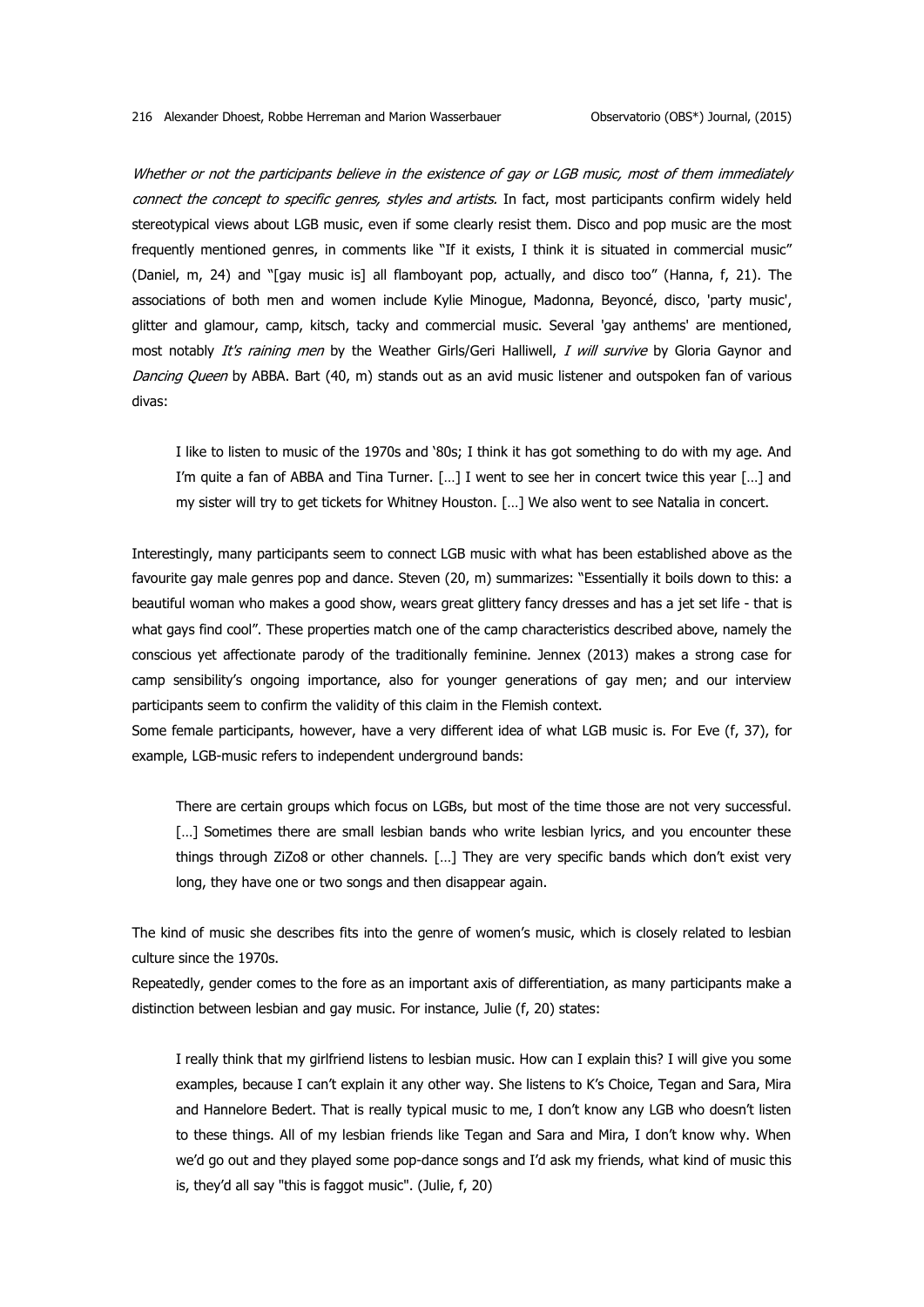*Whether or not the participants believe in the existence of gay or LGB music, most of them immediately connect the concept to specific genres, styles and artists.* In fact, most participants confirm widely held stereotypical views about LGB music, even if some clearly resist them. Disco and pop music are the most frequently mentioned genres, in comments like "If it exists, I think it is situated in commercial music" (Daniel, m, 24) and "[gay music is] all flamboyant pop, actually, and disco too" (Hanna, f, 21). The associations of both men and women include Kylie Minogue, Madonna, Beyoncé, disco, 'party music', glitter and glamour, camp, kitsch, tacky and commercial music. Several 'gay anthems' are mentioned, most notably *It's raining men* by the Weather Girls/Geri Halliwell, *I will survive* by Gloria Gaynor and *Dancing Queen* by ABBA. Bart (40, m) stands out as an avid music listener and outspoken fan of various divas:

> I like to listen to music of the 1970s and '80s; I think it has got something to do with my age. And I'm quite a fan of ABBA and Tina Turner. […] I went to see her in concert twice this year […] and my sister will try to get tickets for Whitney Houston. […] We also went to see Natalia in concert.

Interestingly, many participants seem to connect LGB music with what has been established above as the favourite gay male genres pop and dance. Steven (20, m) summarizes: "Essentially it boils down to this: a beautiful woman who makes a good show, wears great glittery fancy dresses and has a jet set life - that is what gays find cool". These properties match one of the camp characteristics described above, namely the conscious yet affectionate parody of the traditionally feminine. Jennex (2013) makes a strong case for camp sensibility's ongoing importance, also for younger generations of gay men; and our interview participants seem to confirm the validity of this claim in the Flemish context.

Some female participants, however, have a very different idea of what LGB music is. For Eve (f, 37), for example, LGB-music refers to independent underground bands:

> There are certain groups which focus on LGBs, but most of the time those are not very successful. […] Sometimes there are small lesbian bands who write lesbian lyrics, and you encounter these things through ZiZo8 or other channels. […] They are very specific bands which don't exist very long, they have one or two songs and then disappear again.

The kind of music she describes fits into the genre of women's music, which is closely related to lesbian culture since the 1970s.

Repeatedly, gender comes to the fore as an important axis of differentiation, as many participants make a distinction between lesbian and gay music. For instance, Julie (f, 20) states:

> I really think that my girlfriend listens to lesbian music. How can I explain this? I will give you some examples, because I can't explain it any other way. She listens to K's Choice, Tegan and Sara, Mira and Hannelore Bedert. That is really typical music to me, I don't know any LGB who doesn't listen to these things. All of my lesbian friends like Tegan and Sara and Mira, I don't know why. When we'd go out and they played some pop-dance songs and I'd ask my friends, what kind of music this is, they'd all say "this is faggot music". (Julie, f, 20)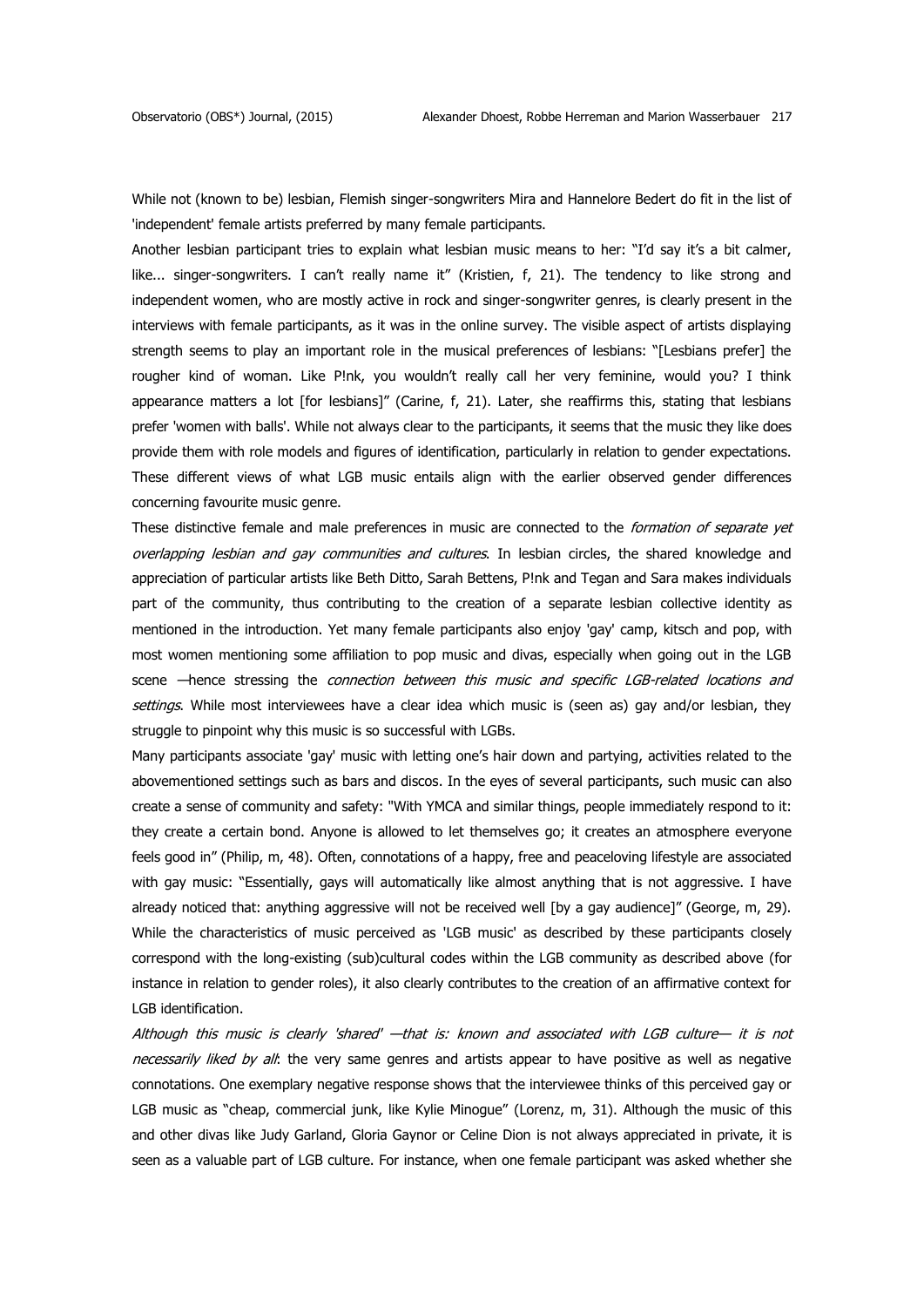While not (known to be) lesbian, Flemish singer-songwriters Mira and Hannelore Bedert do fit in the list of 'independent' female artists preferred by many female participants.

Another lesbian participant tries to explain what lesbian music means to her: "I'd say it's a bit calmer, like... singer-songwriters. I can't really name it" (Kristien, f, 21). The tendency to like strong and independent women, who are mostly active in rock and singer-songwriter genres, is clearly present in the interviews with female participants, as it was in the online survey. The visible aspect of artists displaying strength seems to play an important role in the musical preferences of lesbians: "[Lesbians prefer] the rougher kind of woman. Like P!nk, you wouldn't really call her very feminine, would you? I think appearance matters a lot [for lesbians]" (Carine, f, 21). Later, she reaffirms this, stating that lesbians prefer 'women with balls'. While not always clear to the participants, it seems that the music they like does provide them with role models and figures of identification, particularly in relation to gender expectations. These different views of what LGB music entails align with the earlier observed gender differences concerning favourite music genre.

These distinctive female and male preferences in music are connected to the *formation of separate yet overlapping lesbian and gay communities and cultures*. In lesbian circles, the shared knowledge and appreciation of particular artists like Beth Ditto, Sarah Bettens, P!nk and Tegan and Sara makes individuals part of the community, thus contributing to the creation of a separate lesbian collective identity as mentioned in the introduction. Yet many female participants also enjoy 'gay' camp, kitsch and pop, with most women mentioning some affiliation to pop music and divas, especially when going out in the LGB scene —hence stressing the *connection between this music and specific LGB-related locations and settings*. While most interviewees have a clear idea which music is (seen as) gay and/or lesbian, they struggle to pinpoint why this music is so successful with LGBs.

Many participants associate 'gay' music with letting one's hair down and partying, activities related to the abovementioned settings such as bars and discos. In the eyes of several participants, such music can also create a sense of community and safety: "With YMCA and similar things, people immediately respond to it: they create a certain bond. Anyone is allowed to let themselves go; it creates an atmosphere everyone feels good in" (Philip, m, 48). Often, connotations of a happy, free and peaceloving lifestyle are associated with gay music: "Essentially, gays will automatically like almost anything that is not aggressive. I have already noticed that: anything aggressive will not be received well [by a gay audience]" (George, m, 29). While the characteristics of music perceived as 'LGB music' as described by these participants closely correspond with the long-existing (sub)cultural codes within the LGB community as described above (for instance in relation to gender roles), it also clearly contributes to the creation of an affirmative context for LGB identification.

*Although this music is clearly 'shared' —that is: known and associated with LGB culture— it is not necessarily liked by all*: the very same genres and artists appear to have positive as well as negative connotations. One exemplary negative response shows that the interviewee thinks of this perceived gay or LGB music as "cheap, commercial junk, like Kylie Minogue" (Lorenz, m, 31). Although the music of this and other divas like Judy Garland, Gloria Gaynor or Celine Dion is not always appreciated in private, it is seen as a valuable part of LGB culture. For instance, when one female participant was asked whether she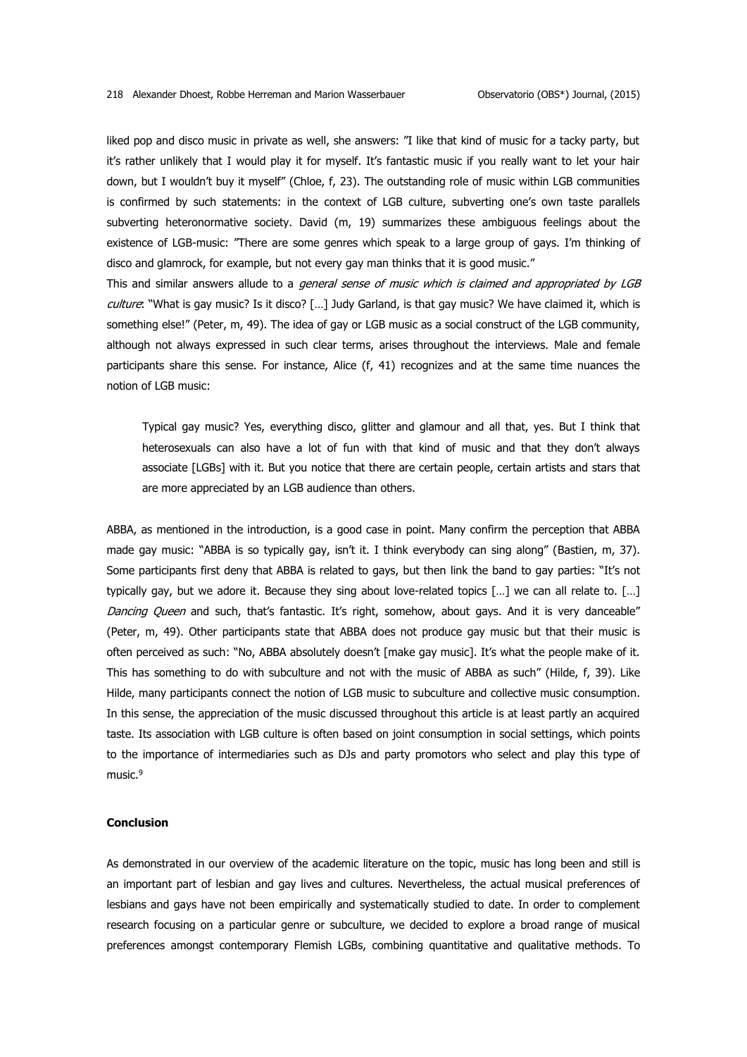liked pop and disco music in private as well, she answers: "I like that kind of music for a tacky party, but it's rather unlikely that I would play it for myself. It's fantastic music if you really want to let your hair down, but I wouldn't buy it myself" (Chloe, f, 23). The outstanding role of music within LGB communities is confirmed by such statements: in the context of LGB culture, subverting one's own taste parallels subverting heteronormative society. David (m, 19) summarizes these ambiguous feelings about the existence of LGB-music: "There are some genres which speak to a large group of gays. I'm thinking of disco and glamrock, for example, but not every gay man thinks that it is good music."

This and similar answers allude to a *general sense of music which is claimed and appropriated by LGB culture*: "What is gay music? Is it disco? […] Judy Garland, is that gay music? We have claimed it, which is something else!" (Peter, m, 49). The idea of gay or LGB music as a social construct of the LGB community, although not always expressed in such clear terms, arises throughout the interviews. Male and female participants share this sense. For instance, Alice (f, 41) recognizes and at the same time nuances the notion of LGB music:

> Typical gay music? Yes, everything disco, glitter and glamour and all that, yes. But I think that heterosexuals can also have a lot of fun with that kind of music and that they don't always associate [LGBs] with it. But you notice that there are certain people, certain artists and stars that are more appreciated by an LGB audience than others.

ABBA, as mentioned in the introduction, is a good case in point. Many confirm the perception that ABBA made gay music: "ABBA is so typically gay, isn't it. I think everybody can sing along" (Bastien, m, 37). Some participants first deny that ABBA is related to gays, but then link the band to gay parties: "It's not typically gay, but we adore it. Because they sing about love-related topics […] we can all relate to. […] *Dancing Queen* and such, that's fantastic. It's right, somehow, about gays. And it is very danceable" (Peter, m, 49). Other participants state that ABBA does not produce gay music but that their music is often perceived as such: "No, ABBA absolutely doesn't [make gay music]. It's what the people make of it. This has something to do with subculture and not with the music of ABBA as such" (Hilde, f, 39). Like Hilde, many participants connect the notion of LGB music to subculture and collective music consumption. In this sense, the appreciation of the music discussed throughout this article is at least partly an acquired taste. Its association with LGB culture is often based on joint consumption in social settings, which points to the importance of intermediaries such as DJs and party promotors who select and play this type of music.[9]

## Conclusion

As demonstrated in our overview of the academic literature on the topic, music has long been and still is an important part of lesbian and gay lives and cultures. Nevertheless, the actual musical preferences of lesbians and gays have not been empirically and systematically studied to date. In order to complement research focusing on a particular genre or subculture, we decided to explore a broad range of musical preferences amongst contemporary Flemish LGBs, combining quantitative and qualitative methods. To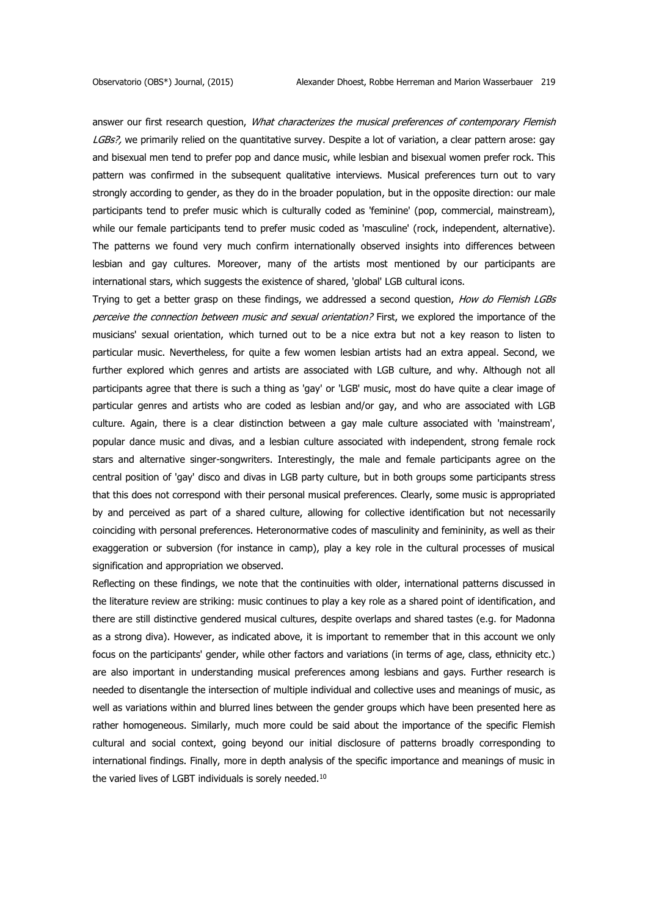answer our first research question, *What characterizes the musical preferences of contemporary Flemish LGBs?,* we primarily relied on the quantitative survey. Despite a lot of variation, a clear pattern arose: gay and bisexual men tend to prefer pop and dance music, while lesbian and bisexual women prefer rock. This pattern was confirmed in the subsequent qualitative interviews. Musical preferences turn out to vary strongly according to gender, as they do in the broader population, but in the opposite direction: our male participants tend to prefer music which is culturally coded as 'feminine' (pop, commercial, mainstream), while our female participants tend to prefer music coded as 'masculine' (rock, independent, alternative). The patterns we found very much confirm internationally observed insights into differences between lesbian and gay cultures. Moreover, many of the artists most mentioned by our participants are international stars, which suggests the existence of shared, 'global' LGB cultural icons.

Trying to get a better grasp on these findings, we addressed a second question, *How do Flemish LGBs perceive the connection between music and sexual orientation?* First, we explored the importance of the musicians' sexual orientation, which turned out to be a nice extra but not a key reason to listen to particular music. Nevertheless, for quite a few women lesbian artists had an extra appeal. Second, we further explored which genres and artists are associated with LGB culture, and why. Although not all participants agree that there is such a thing as 'gay' or 'LGB' music, most do have quite a clear image of particular genres and artists who are coded as lesbian and/or gay, and who are associated with LGB culture. Again, there is a clear distinction between a gay male culture associated with 'mainstream', popular dance music and divas, and a lesbian culture associated with independent, strong female rock stars and alternative singer-songwriters. Interestingly, the male and female participants agree on the central position of 'gay' disco and divas in LGB party culture, but in both groups some participants stress that this does not correspond with their personal musical preferences. Clearly, some music is appropriated by and perceived as part of a shared culture, allowing for collective identification but not necessarily coinciding with personal preferences. Heteronormative codes of masculinity and femininity, as well as their exaggeration or subversion (for instance in camp), play a key role in the cultural processes of musical signification and appropriation we observed.

Reflecting on these findings, we note that the continuities with older, international patterns discussed in the literature review are striking: music continues to play a key role as a shared point of identification, and there are still distinctive gendered musical cultures, despite overlaps and shared tastes (e.g. for Madonna as a strong diva). However, as indicated above, it is important to remember that in this account we only focus on the participants' gender, while other factors and variations (in terms of age, class, ethnicity etc.) are also important in understanding musical preferences among lesbians and gays. Further research is needed to disentangle the intersection of multiple individual and collective uses and meanings of music, as well as variations within and blurred lines between the gender groups which have been presented here as rather homogeneous. Similarly, much more could be said about the importance of the specific Flemish cultural and social context, going beyond our initial disclosure of patterns broadly corresponding to international findings. Finally, more in depth analysis of the specific importance and meanings of music in the varied lives of LGBT individuals is sorely needed.[10]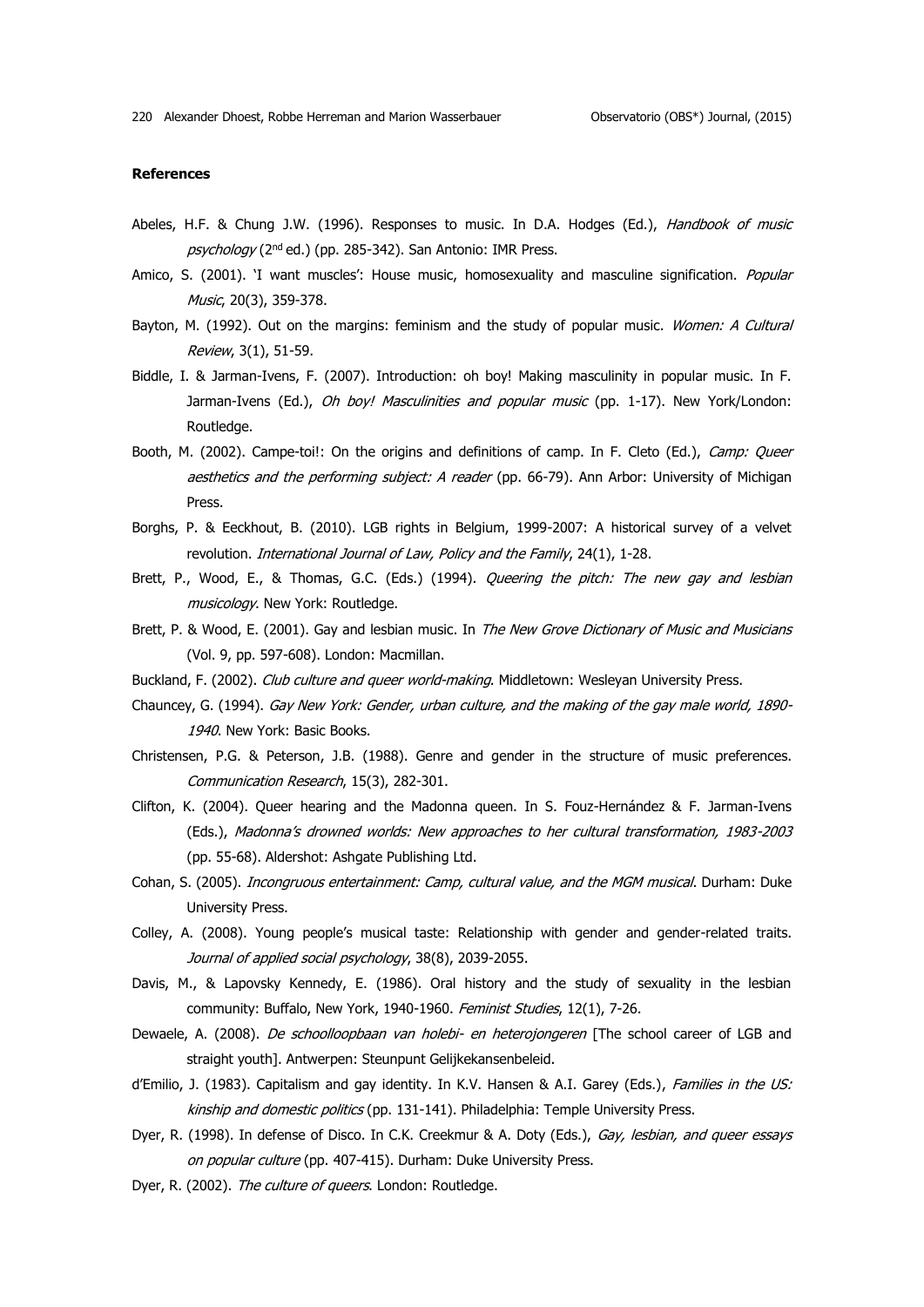**References**

Abeles, H.F. & Chung J.W. (1996). Responses to music. In D.A. Hodges (Ed.), *Handbook of music psychology* (2nd ed.) (pp. 285-342). San Antonio: IMR Press.

Amico, S. (2001). 'I want muscles': House music, homosexuality and masculine signification. *Popular Music*, 20(3), 359-378.

Bayton, M. (1992). Out on the margins: feminism and the study of popular music. *Women: A Cultural Review*, 3(1), 51-59.

Biddle, I. & Jarman-Ivens, F. (2007). Introduction: oh boy! Making masculinity in popular music. In F. Jarman-Ivens (Ed.), *Oh boy! Masculinities and popular music* (pp. 1-17). New York/London: Routledge.

Booth, M. (2002). Campe-toi!: On the origins and definitions of camp. In F. Cleto (Ed.), *Camp: Queer aesthetics and the performing subject: A reader* (pp. 66-79). Ann Arbor: University of Michigan Press.

Borghs, P. & Eeckhout, B. (2010). LGB rights in Belgium, 1999-2007: A historical survey of a velvet revolution. *International Journal of Law, Policy and the Family*, 24(1), 1-28.

Brett, P., Wood, E., & Thomas, G.C. (Eds.) (1994). *Queering the pitch: The new gay and lesbian musicology*. New York: Routledge.

Brett, P. & Wood, E. (2001). Gay and lesbian music. In *The New Grove Dictionary of Music and Musicians* (Vol. 9, pp. 597-608). London: Macmillan.

Buckland, F. (2002). *Club culture and queer world-making*. Middletown: Wesleyan University Press.

Chauncey, G. (1994). *Gay New York: Gender, urban culture, and the making of the gay male world, 1890-1940*. New York: Basic Books.

Christensen, P.G. & Peterson, J.B. (1988). Genre and gender in the structure of music preferences. *Communication Research*, 15(3), 282-301.

Clifton, K. (2004). Queer hearing and the Madonna queen. In S. Fouz-Hernández & F. Jarman-Ivens (Eds.), *Madonna's drowned worlds: New approaches to her cultural transformation, 1983-2003* (pp. 55-68). Aldershot: Ashgate Publishing Ltd.

Cohan, S. (2005). *Incongruous entertainment: Camp, cultural value, and the MGM musical*. Durham: Duke University Press.

Colley, A. (2008). Young people's musical taste: Relationship with gender and gender-related traits. *Journal of applied social psychology*, 38(8), 2039-2055.

Davis, M., & Lapovsky Kennedy, E. (1986). Oral history and the study of sexuality in the lesbian community: Buffalo, New York, 1940-1960. *Feminist Studies*, 12(1), 7-26.

Dewaele, A. (2008). *De schoolloopbaan van holebi- en heterojongeren* [The school career of LGB and straight youth]. Antwerpen: Steunpunt Gelijkekansenbeleid.

d'Emilio, J. (1983). Capitalism and gay identity. In K.V. Hansen & A.I. Garey (Eds.), *Families in the US: kinship and domestic politics* (pp. 131-141). Philadelphia: Temple University Press.

Dyer, R. (1998). In defense of Disco. In C.K. Creekmur & A. Doty (Eds.), *Gay, lesbian, and queer essays on popular culture* (pp. 407-415). Durham: Duke University Press.

Dyer, R. (2002). *The culture of queers*. London: Routledge.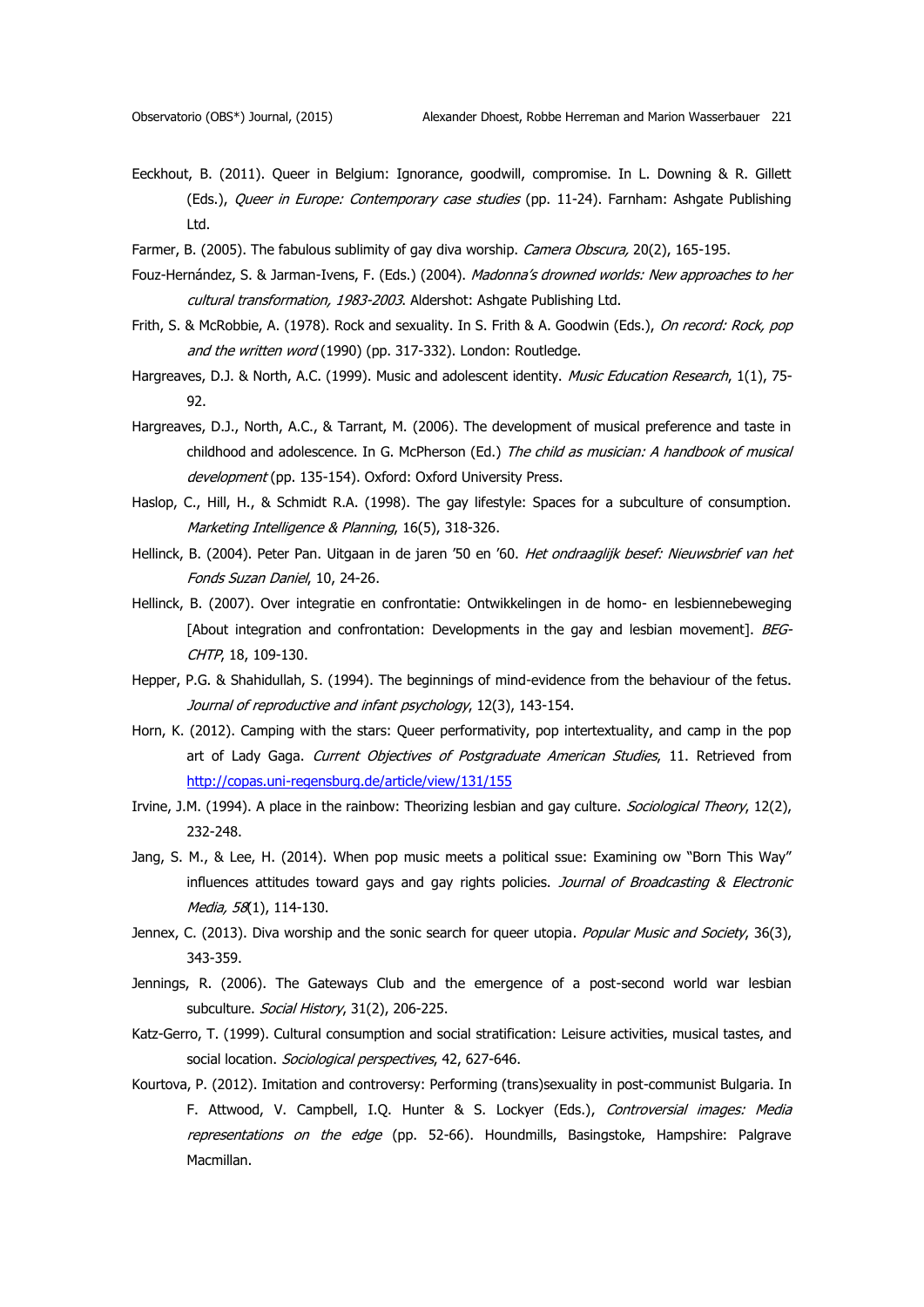Eeckhout, B. (2011). Queer in Belgium: Ignorance, goodwill, compromise. In L. Downing & R. Gillett (Eds.), *Queer in Europe: Contemporary case studies* (pp. 11-24). Farnham: Ashgate Publishing Ltd.

Farmer, B. (2005). The fabulous sublimity of gay diva worship. *Camera Obscura,* 20(2), 165-195.

Fouz-Hernández, S. & Jarman-Ivens, F. (Eds.) (2004). *Madonna's drowned worlds: New approaches to her cultural transformation, 1983-2003*. Aldershot: Ashgate Publishing Ltd.

Frith, S. & McRobbie, A. (1978). Rock and sexuality. In S. Frith & A. Goodwin (Eds.), *On record: Rock, pop and the written word* (1990) (pp. 317-332). London: Routledge.

Hargreaves, D.J. & North, A.C. (1999). Music and adolescent identity. *Music Education Research*, 1(1), 75-92.

Hargreaves, D.J., North, A.C., & Tarrant, M. (2006). The development of musical preference and taste in childhood and adolescence. In G. McPherson (Ed.) *The child as musician: A handbook of musical development* (pp. 135-154). Oxford: Oxford University Press.

Haslop, C., Hill, H., & Schmidt R.A. (1998). The gay lifestyle: Spaces for a subculture of consumption. *Marketing Intelligence & Planning*, 16(5), 318-326.

Hellinck, B. (2004). Peter Pan. Uitgaan in de jaren '50 en '60. *Het ondraaglijk besef: Nieuwsbrief van het Fonds Suzan Daniel*, 10, 24-26.

Hellinck, B. (2007). Over integratie en confrontatie: Ontwikkelingen in de homo- en lesbiennebeweging [About integration and confrontation: Developments in the gay and lesbian movement]. *BEG-CHTP*, 18, 109-130.

Hepper, P.G. & Shahidullah, S. (1994). The beginnings of mind-evidence from the behaviour of the fetus. *Journal of reproductive and infant psychology*, 12(3), 143-154.

Horn, K. (2012). Camping with the stars: Queer performativity, pop intertextuality, and camp in the pop art of Lady Gaga. *Current Objectives of Postgraduate American Studies*, 11. Retrieved from http://copas.uni-regensburg.de/article/view/131/155

Irvine, J.M. (1994). A place in the rainbow: Theorizing lesbian and gay culture. *Sociological Theory*, 12(2), 232-248.

Jang, S. M., & Lee, H. (2014). When pop music meets a political ssue: Examining ow "Born This Way" influences attitudes toward gays and gay rights policies. *Journal of Broadcasting & Electronic Media, 58*(1), 114-130.

Jennex, C. (2013). Diva worship and the sonic search for queer utopia. *Popular Music and Society*, 36(3), 343-359.

Jennings, R. (2006). The Gateways Club and the emergence of a post-second world war lesbian subculture. *Social History*, 31(2), 206-225.

Katz-Gerro, T. (1999). Cultural consumption and social stratification: Leisure activities, musical tastes, and social location. *Sociological perspectives*, 42, 627-646.

Kourtova, P. (2012). Imitation and controversy: Performing (trans)sexuality in post-communist Bulgaria. In F. Attwood, V. Campbell, I.Q. Hunter & S. Lockyer (Eds.), *Controversial images: Media representations on the edge* (pp. 52-66). Houndmills, Basingstoke, Hampshire: Palgrave Macmillan.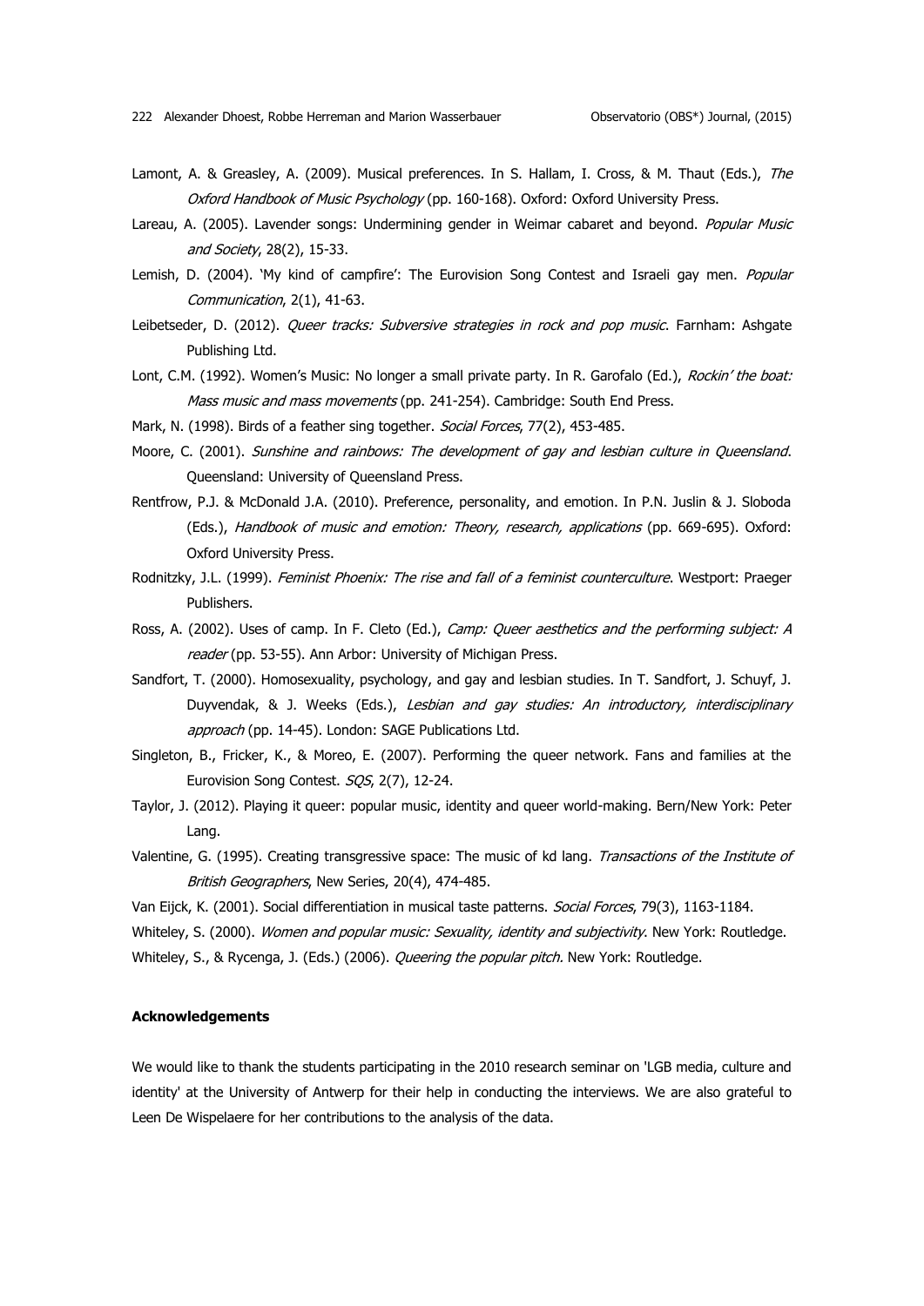Lamont, A. & Greasley, A. (2009). Musical preferences. In S. Hallam, I. Cross, & M. Thaut (Eds.), *The Oxford Handbook of Music Psychology* (pp. 160-168). Oxford: Oxford University Press.

Lareau, A. (2005). Lavender songs: Undermining gender in Weimar cabaret and beyond. *Popular Music and Society*, 28(2), 15-33.

Lemish, D. (2004). 'My kind of campfire': The Eurovision Song Contest and Israeli gay men. *Popular Communication*, 2(1), 41-63.

Leibetseder, D. (2012). *Queer tracks: Subversive strategies in rock and pop music*. Farnham: Ashgate Publishing Ltd.

Lont, C.M. (1992). Women's Music: No longer a small private party. In R. Garofalo (Ed.), *Rockin' the boat: Mass music and mass movements* (pp. 241-254). Cambridge: South End Press.

Mark, N. (1998). Birds of a feather sing together. *Social Forces*, 77(2), 453-485.

Moore, C. (2001). *Sunshine and rainbows: The development of gay and lesbian culture in Queensland*. Queensland: University of Queensland Press.

Rentfrow, P.J. & McDonald J.A. (2010). Preference, personality, and emotion. In P.N. Juslin & J. Sloboda (Eds.), *Handbook of music and emotion: Theory, research, applications* (pp. 669-695). Oxford: Oxford University Press.

Rodnitzky, J.L. (1999). *Feminist Phoenix: The rise and fall of a feminist counterculture*. Westport: Praeger Publishers.

Ross, A. (2002). Uses of camp. In F. Cleto (Ed.), *Camp: Queer aesthetics and the performing subject: A reader* (pp. 53-55). Ann Arbor: University of Michigan Press.

Sandfort, T. (2000). Homosexuality, psychology, and gay and lesbian studies. In T. Sandfort, J. Schuyf, J. Duyvendak, & J. Weeks (Eds.), *Lesbian and gay studies: An introductory, interdisciplinary approach* (pp. 14-45). London: SAGE Publications Ltd.

Singleton, B., Fricker, K., & Moreo, E. (2007). Performing the queer network. Fans and families at the Eurovision Song Contest. *SQS*, 2(7), 12-24.

Taylor, J. (2012). Playing it queer: popular music, identity and queer world-making. Bern/New York: Peter Lang.

Valentine, G. (1995). Creating transgressive space: The music of kd lang. *Transactions of the Institute of British Geographers*, New Series, 20(4), 474-485.

Van Eijck, K. (2001). Social differentiation in musical taste patterns. *Social Forces*, 79(3), 1163-1184.

Whiteley, S. (2000). *Women and popular music: Sexuality, identity and subjectivity*. New York: Routledge.

Whiteley, S., & Rycenga, J. (Eds.) (2006). *Queering the popular pitch*. New York: Routledge.

**Acknowledgements**

We would like to thank the students participating in the 2010 research seminar on 'LGB media, culture and identity' at the University of Antwerp for their help in conducting the interviews. We are also grateful to Leen De Wispelaere for her contributions to the analysis of the data.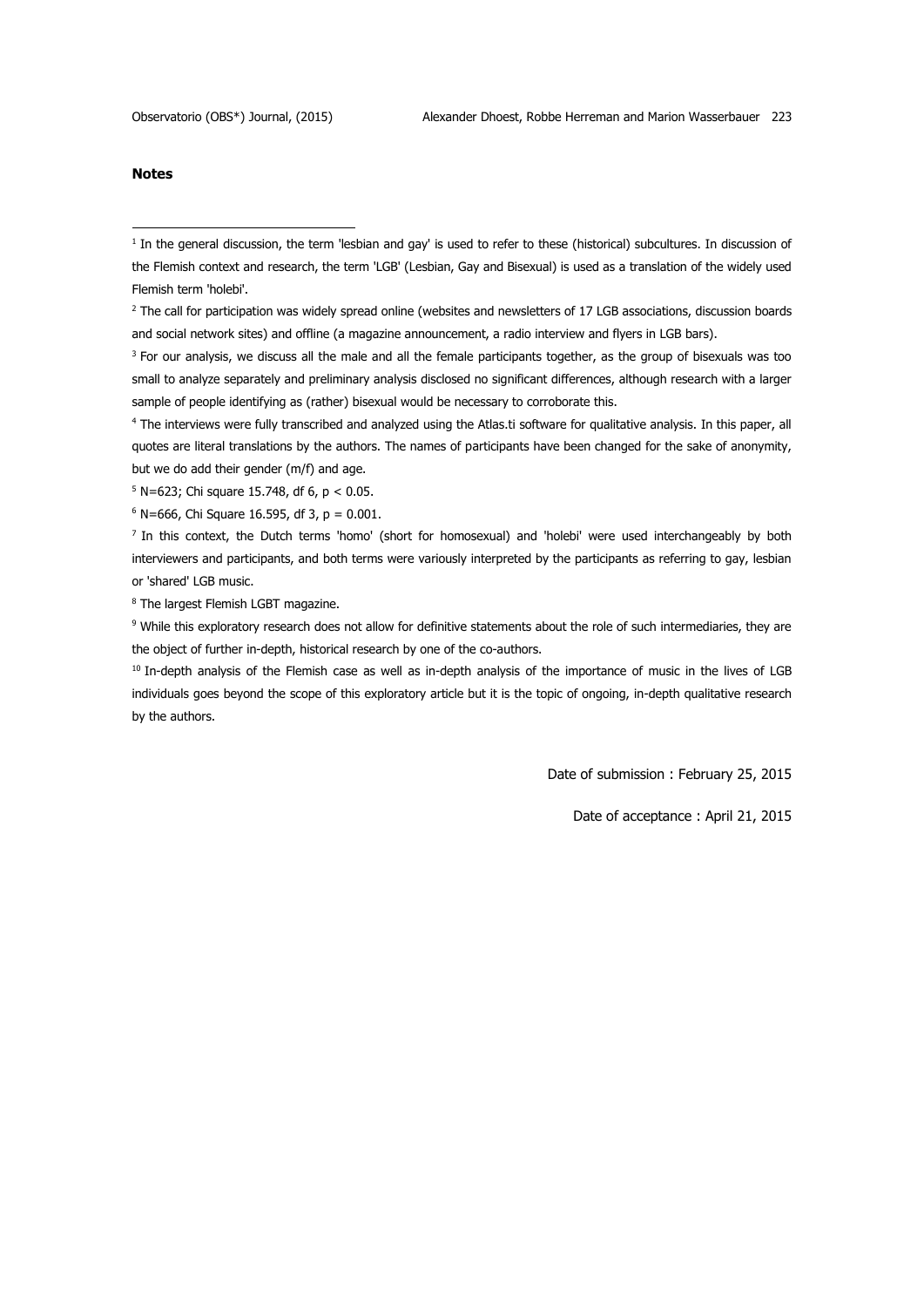**Notes**

[1] In the general discussion, the term 'lesbian and gay' is used to refer to these (historical) subcultures. In discussion of the Flemish context and research, the term 'LGB' (Lesbian, Gay and Bisexual) is used as a translation of the widely used Flemish term 'holebi'.

[2] The call for participation was widely spread online (websites and newsletters of 17 LGB associations, discussion boards and social network sites) and offline (a magazine announcement, a radio interview and flyers in LGB bars).

[3] For our analysis, we discuss all the male and all the female participants together, as the group of bisexuals was too small to analyze separately and preliminary analysis disclosed no significant differences, although research with a larger sample of people identifying as (rather) bisexual would be necessary to corroborate this.

[4] The interviews were fully transcribed and analyzed using the Atlas.ti software for qualitative analysis. In this paper, all quotes are literal translations by the authors. The names of participants have been changed for the sake of anonymity, but we do add their gender (m/f) and age.

[5] $N=623$; Chi square 15.748, df 6, $p < 0.05$.

[6] $N=666$, Chi Square 16.595, df 3, $p = 0.001$.

[7] In this context, the Dutch terms 'homo' (short for homosexual) and 'holebi' were used interchangeably by both interviewers and participants, and both terms were variously interpreted by the participants as referring to gay, lesbian or 'shared' LGB music.

[8] The largest Flemish LGBT magazine.

[9] While this exploratory research does not allow for definitive statements about the role of such intermediaries, they are the object of further in-depth, historical research by one of the co-authors.

[10] In-depth analysis of the Flemish case as well as in-depth analysis of the importance of music in the lives of LGB individuals goes beyond the scope of this exploratory article but it is the topic of ongoing, in-depth qualitative research by the authors.

Date of submission : February 25, 2015

Date of acceptance : April 21, 2015